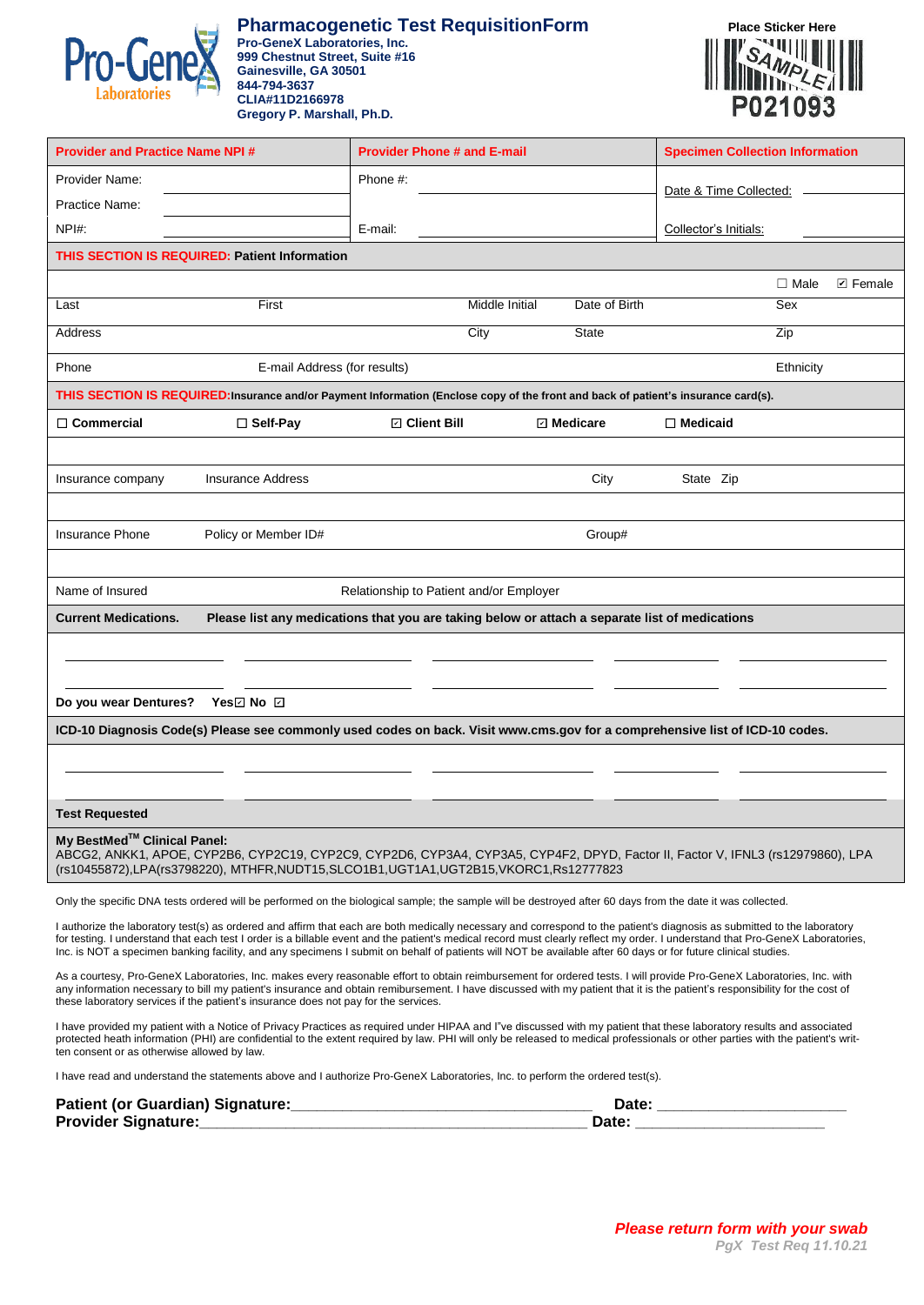# Pharmacogenetic Test RequisitionForm

**Pro-GeneX Laboratories, Inc.**
**999 Chestnut Street, Suite #16**
**Gainesville, GA 30501**
**844-794-3637**
**CLIA#11D2166978**
**Gregory P. Marshall, Ph.D.**

**Place Sticker Here**

SAMPLE
P021093

| Provider and Practice Name NPI # | Provider Phone # and E-mail | Specimen Collection Information |
|---|---|---|
| Provider Name: ____________ | Phone #: ____________ | Date & Time Collected: ____________ |
| Practice Name: ____________ | | |
| NPI#: ____________ | E-mail: ____________ | Collector's Initials: ____________ |

**THIS SECTION IS REQUIRED: Patient Information**

| Last | First | Middle Initial | Date of Birth | Sex ☐ Male ☑ Female |
|---|---|---|---|---|
| Address | | City | State | Zip |
| Phone | E-mail Address (for results) | | | Ethnicity |

**THIS SECTION IS REQUIRED:** Insurance and/or Payment Information (Enclose copy of the front and back of patient's insurance card(s).

☐ **Commercial** ☐ **Self-Pay** ☑ **Client Bill** ☑ **Medicare** ☐ **Medicaid**

| Insurance company | Insurance Address | City | State Zip |
|---|---|---|---|
| Insurance Phone | Policy or Member ID# | Group# | |
| Name of Insured | Relationship to Patient and/or Employer | | |

**Current Medications.** **Please list any medications that you are taking below or attach a separate list of medications**

______________________________________________________________________

______________________________________________________________________

**Do you wear Dentures?** **Yes**☑ **No** ☑

**ICD-10 Diagnosis Code(s) Please see commonly used codes on back. Visit www.cms.gov for a comprehensive list of ICD-10 codes.**

______________________________________________________________________

______________________________________________________________________

**Test Requested**

**My BestMed™ Clinical Panel:**
ABCG2, ANKK1, APOE, CYP2B6, CYP2C19, CYP2C9, CYP2D6, CYP3A4, CYP3A5, CYP4F2, DPYD, Factor II, Factor V, IFNL3 (rs12979860), LPA (rs10455872),LPA(rs3798220), MTHFR,NUDT15,SLCO1B1,UGT1A1,UGT2B15,VKORC1,Rs12777823

Only the specific DNA tests ordered will be performed on the biological sample; the sample will be destroyed after 60 days from the date it was collected.

I authorize the laboratory test(s) as ordered and affirm that each are both medically necessary and correspond to the patient's diagnosis as submitted to the laboratory for testing. I understand that each test I order is a billable event and the patient's medical record must clearly reflect my order. I understand that Pro-GeneX Laboratories, Inc. is NOT a specimen banking facility, and any specimens I submit on behalf of patients will NOT be available after 60 days or for future clinical studies.

As a courtesy, Pro-GeneX Laboratories, Inc. makes every reasonable effort to obtain reimbursement for ordered tests. I will provide Pro-GeneX Laboratories, Inc. with any information necessary to bill my patient's insurance and obtain remibursement. I have discussed with my patient that it is the patient's responsibility for the cost of these laboratory services if the patient's insurance does not pay for the services.

I have provided my patient with a Notice of Privacy Practices as required under HIPAA and I"ve discussed with my patient that these laboratory results and associated protected heath information (PHI) are confidential to the extent required by law. PHI will only be released to medical professionals or other parties with the patient's written consent or as otherwise allowed by law.

I have read and understand the statements above and I authorize Pro-GeneX Laboratories, Inc. to perform the ordered test(s).

**Patient (or Guardian) Signature:**____________________________________ **Date:** ______________________
**Provider Signature:**_____________________________________________ **Date:** ______________________

***Please return form with your swab***

***PgX Test Req 11.10.21***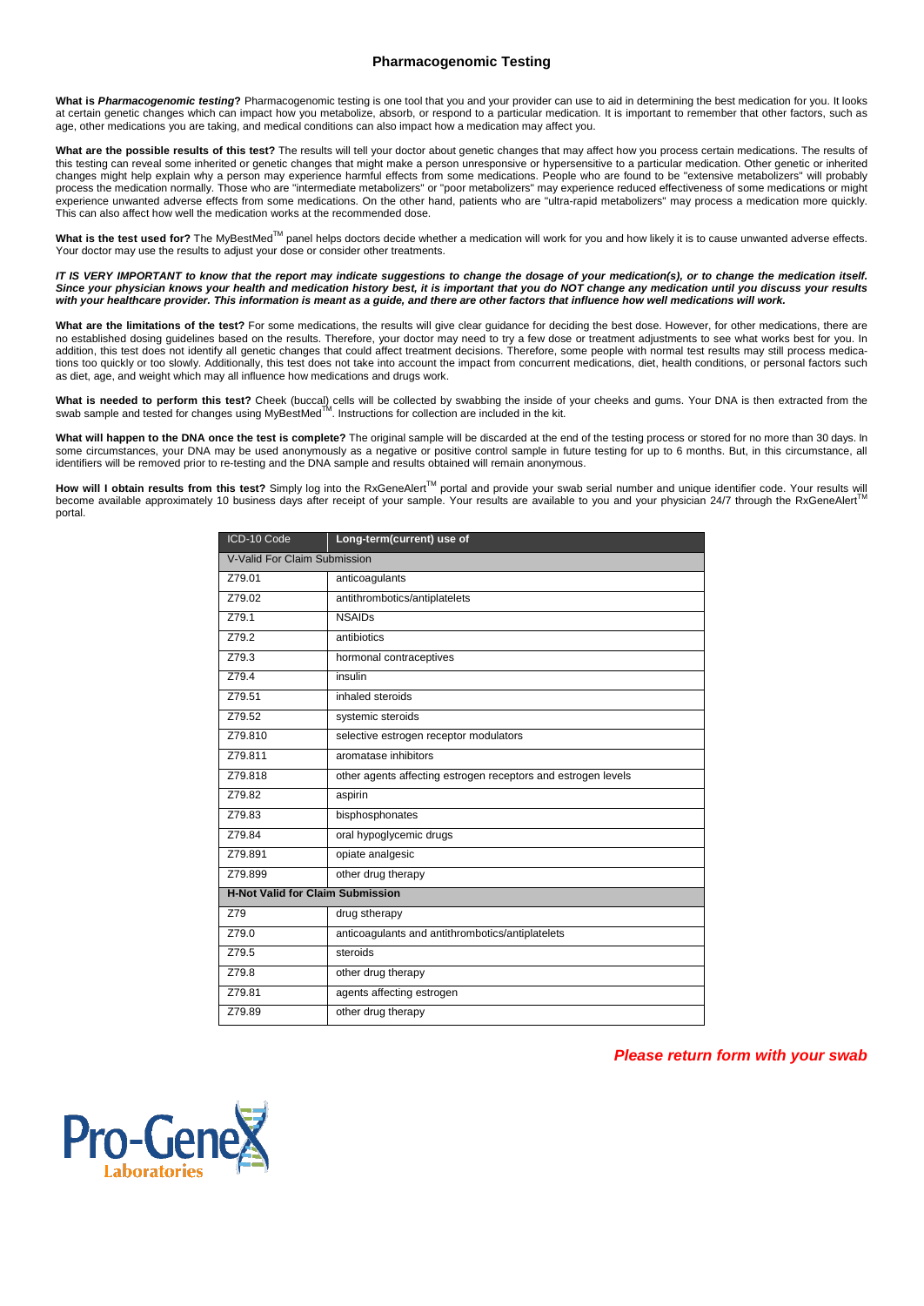# Pharmacogenomic Testing

**What is *Pharmacogenomic testing*?** Pharmacogenomic testing is one tool that you and your provider can use to aid in determining the best medication for you. It looks at certain genetic changes which can impact how you metabolize, absorb, or respond to a particular medication. It is important to remember that other factors, such as age, other medications you are taking, and medical conditions can also impact how a medication may affect you.

**What are the possible results of this test?** The results will tell your doctor about genetic changes that may affect how you process certain medications. The results of this testing can reveal some inherited or genetic changes that might make a person unresponsive or hypersensitive to a particular medication. Other genetic or inherited changes might help explain why a person may experience harmful effects from some medications. People who are found to be "extensive metabolizers" will probably process the medication normally. Those who are "intermediate metabolizers" or "poor metabolizers" may experience reduced effectiveness of some medications or might experience unwanted adverse effects from some medications. On the other hand, patients who are "ultra-rapid metabolizers" may process a medication more quickly. This can also affect how well the medication works at the recommended dose.

**What is the test used for?** The MyBestMed™ panel helps doctors decide whether a medication will work for you and how likely it is to cause unwanted adverse effects. Your doctor may use the results to adjust your dose or consider other treatments.

***IT IS VERY IMPORTANT to know that the report may indicate suggestions to change the dosage of your medication(s), or to change the medication itself. Since your physician knows your health and medication history best, it is important that you do NOT change any medication until you discuss your results with your healthcare provider. This information is meant as a guide, and there are other factors that influence how well medications will work.***

**What are the limitations of the test?** For some medications, the results will give clear guidance for deciding the best dose. However, for other medications, there are no established dosing guidelines based on the results. Therefore, your doctor may need to try a few dose or treatment adjustments to see what works best for you. In addition, this test does not identify all genetic changes that could affect treatment decisions. Therefore, some people with normal test results may still process medications too quickly or too slowly. Additionally, this test does not take into account the impact from concurrent medications, diet, health conditions, or personal factors such as diet, age, and weight which may all influence how medications and drugs work.

**What is needed to perform this test?** Cheek (buccal) cells will be collected by swabbing the inside of your cheeks and gums. Your DNA is then extracted from the swab sample and tested for changes using MyBestMed™. Instructions for collection are included in the kit.

**What will happen to the DNA once the test is complete?** The original sample will be discarded at the end of the testing process or stored for no more than 30 days. In some circumstances, your DNA may be used anonymously as a negative or positive control sample in future testing for up to 6 months. But, in this circumstance, all identifiers will be removed prior to re-testing and the DNA sample and results obtained will remain anonymous.

**How will I obtain results from this test?** Simply log into the RxGeneAlert™ portal and provide your swab serial number and unique identifier code. Your results will become available approximately 10 business days after receipt of your sample. Your results are available to you and your physician 24/7 through the RxGeneAlert™ portal.

| ICD-10 Code | Long-term(current) use of |
|---|---|
| V-Valid For Claim Submission | |
| Z79.01 | anticoagulants |
| Z79.02 | antithrombotics/antiplatelets |
| Z79.1 | NSAIDs |
| Z79.2 | antibiotics |
| Z79.3 | hormonal contraceptives |
| Z79.4 | insulin |
| Z79.51 | inhaled steroids |
| Z79.52 | systemic steroids |
| Z79.810 | selective estrogen receptor modulators |
| Z79.811 | aromatase inhibitors |
| Z79.818 | other agents affecting estrogen receptors and estrogen levels |
| Z79.82 | aspirin |
| Z79.83 | bisphosphonates |
| Z79.84 | oral hypoglycemic drugs |
| Z79.891 | opiate analgesic |
| Z79.899 | other drug therapy |
| **H-Not Valid for Claim Submission** | |
| Z79 | drug stherapy |
| Z79.0 | anticoagulants and antithrombotics/antiplatelets |
| Z79.5 | steroids |
| Z79.8 | other drug therapy |
| Z79.81 | agents affecting estrogen |
| Z79.89 | other drug therapy |

***Please return form with your swab***

Pro-Genex Laboratories